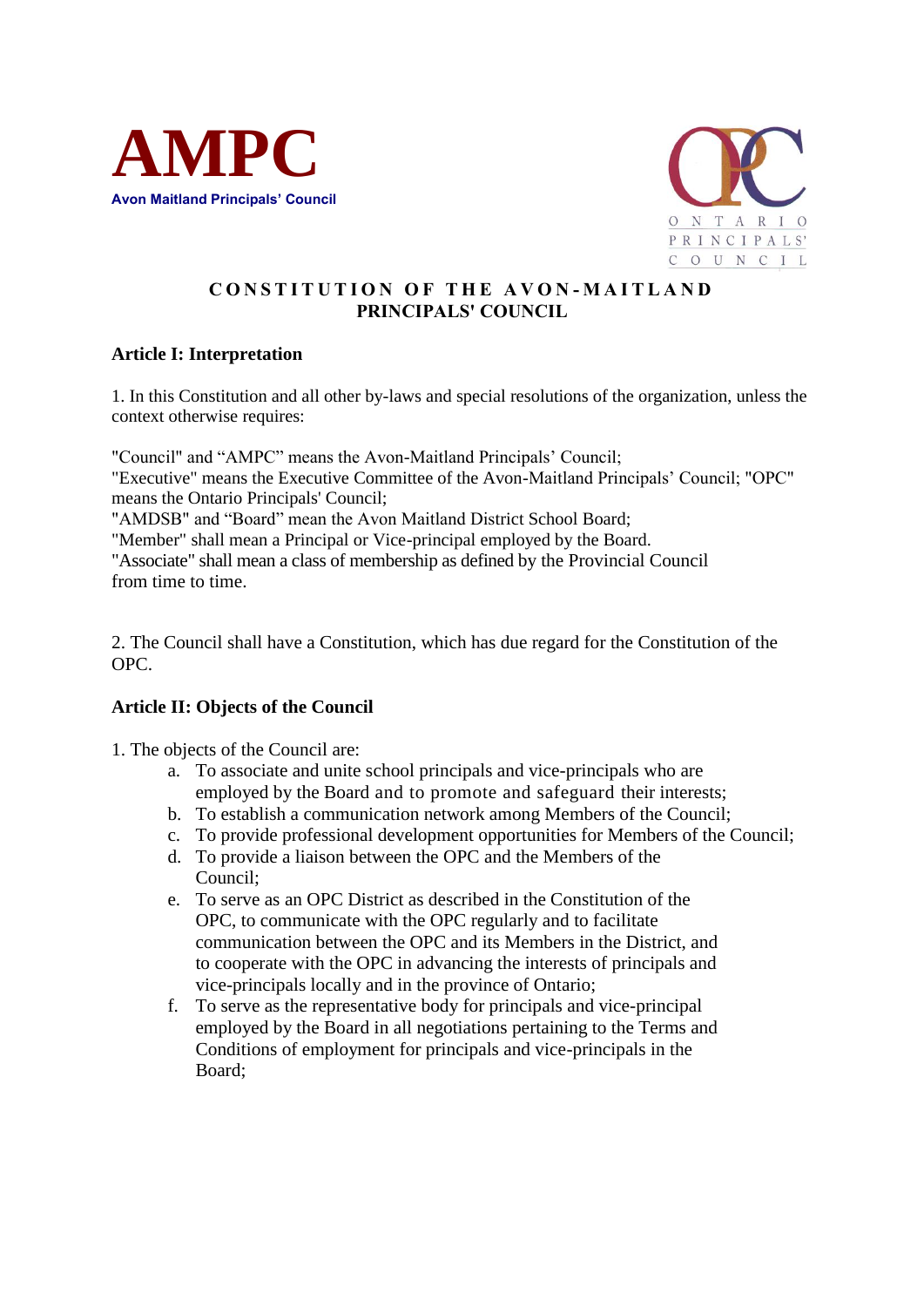**AMPC**
**Avon Maitland Principals' Council**

ONTARIO PRINCIPALS' COUNCIL

# CONSTITUTION OF THE AVON-MAITLAND PRINCIPALS' COUNCIL

## Article I: Interpretation

1. In this Constitution and all other by-laws and special resolutions of the organization, unless the context otherwise requires:

"Council" and "AMPC" means the Avon-Maitland Principals' Council;
"Executive" means the Executive Committee of the Avon-Maitland Principals' Council; "OPC" means the Ontario Principals' Council;
"AMDSB" and "Board" mean the Avon Maitland District School Board;
"Member" shall mean a Principal or Vice-principal employed by the Board.
"Associate" shall mean a class of membership as defined by the Provincial Council from time to time.

2. The Council shall have a Constitution, which has due regard for the Constitution of the OPC.

## Article II: Objects of the Council

1. The objects of the Council are:
   a. To associate and unite school principals and vice-principals who are employed by the Board and to promote and safeguard their interests;
   b. To establish a communication network among Members of the Council;
   c. To provide professional development opportunities for Members of the Council;
   d. To provide a liaison between the OPC and the Members of the Council;
   e. To serve as an OPC District as described in the Constitution of the OPC, to communicate with the OPC regularly and to facilitate communication between the OPC and its Members in the District, and to cooperate with the OPC in advancing the interests of principals and vice-principals locally and in the province of Ontario;
   f. To serve as the representative body for principals and vice-principal employed by the Board in all negotiations pertaining to the Terms and Conditions of employment for principals and vice-principals in the Board;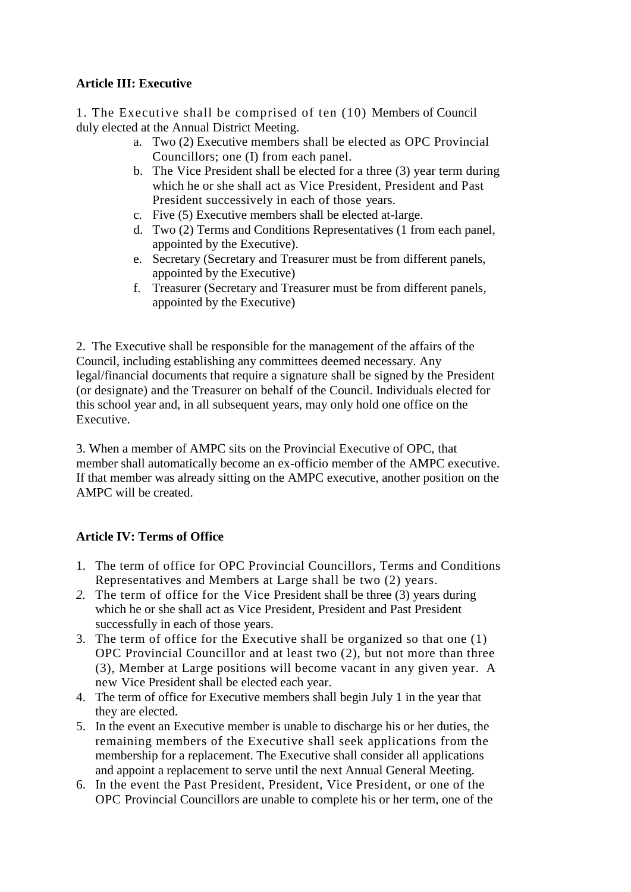**Article III: Executive**

1. The Executive shall be comprised of ten (10) Members of Council duly elected at the Annual District Meeting.
    a. Two (2) Executive members shall be elected as OPC Provincial Councillors; one (I) from each panel.
    b. The Vice President shall be elected for a three (3) year term during which he or she shall act as Vice President, President and Past President successively in each of those years.
    c. Five (5) Executive members shall be elected at-large.
    d. Two (2) Terms and Conditions Representatives (1 from each panel, appointed by the Executive).
    e. Secretary (Secretary and Treasurer must be from different panels, appointed by the Executive)
    f. Treasurer (Secretary and Treasurer must be from different panels, appointed by the Executive)

2. The Executive shall be responsible for the management of the affairs of the Council, including establishing any committees deemed necessary. Any legal/financial documents that require a signature shall be signed by the President (or designate) and the Treasurer on behalf of the Council. Individuals elected for this school year and, in all subsequent years, may only hold one office on the Executive.

3. When a member of AMPC sits on the Provincial Executive of OPC, that member shall automatically become an ex-officio member of the AMPC executive. If that member was already sitting on the AMPC executive, another position on the AMPC will be created.

**Article IV: Terms of Office**

1. The term of office for OPC Provincial Councillors, Terms and Conditions Representatives and Members at Large shall be two (2) years.
2. The term of office for the Vice President shall be three (3) years during which he or she shall act as Vice President, President and Past President successfully in each of those years.
3. The term of office for the Executive shall be organized so that one (1) OPC Provincial Councillor and at least two (2), but not more than three (3), Member at Large positions will become vacant in any given year. A new Vice President shall be elected each year.
4. The term of office for Executive members shall begin July 1 in the year that they are elected.
5. In the event an Executive member is unable to discharge his or her duties, the remaining members of the Executive shall seek applications from the membership for a replacement. The Executive shall consider all applications and appoint a replacement to serve until the next Annual General Meeting.
6. In the event the Past President, President, Vice President, or one of the OPC Provincial Councillors are unable to complete his or her term, one of the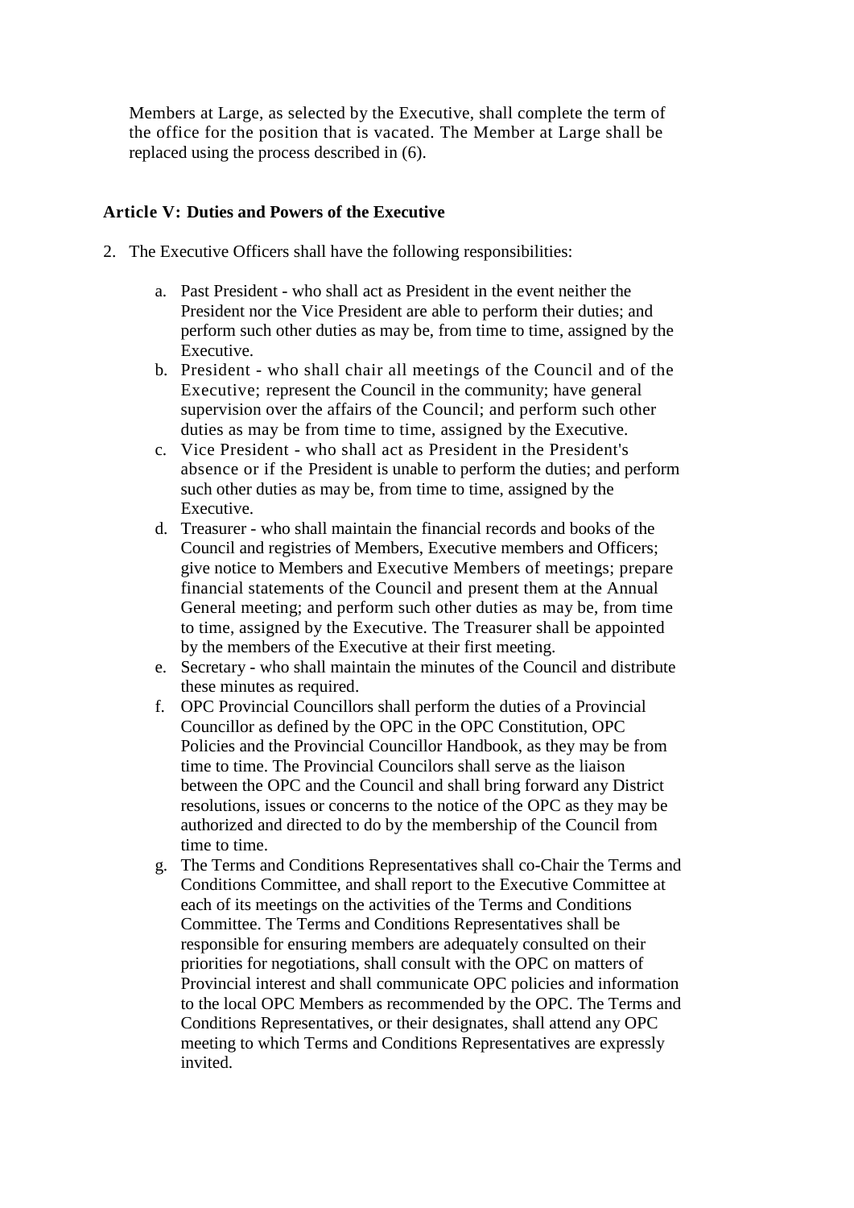Members at Large, as selected by the Executive, shall complete the term of the office for the position that is vacated. The Member at Large shall be replaced using the process described in (6).

**Article V: Duties and Powers of the Executive**

2. The Executive Officers shall have the following responsibilities:

   a. Past President - who shall act as President in the event neither the President nor the Vice President are able to perform their duties; and perform such other duties as may be, from time to time, assigned by the Executive.
   b. President - who shall chair all meetings of the Council and of the Executive; represent the Council in the community; have general supervision over the affairs of the Council; and perform such other duties as may be from time to time, assigned by the Executive.
   c. Vice President - who shall act as President in the President's absence or if the President is unable to perform the duties; and perform such other duties as may be, from time to time, assigned by the Executive.
   d. Treasurer - who shall maintain the financial records and books of the Council and registries of Members, Executive members and Officers; give notice to Members and Executive Members of meetings; prepare financial statements of the Council and present them at the Annual General meeting; and perform such other duties as may be, from time to time, assigned by the Executive. The Treasurer shall be appointed by the members of the Executive at their first meeting.
   e. Secretary - who shall maintain the minutes of the Council and distribute these minutes as required.
   f. OPC Provincial Councillors shall perform the duties of a Provincial Councillor as defined by the OPC in the OPC Constitution, OPC Policies and the Provincial Councillor Handbook, as they may be from time to time. The Provincial Councilors shall serve as the liaison between the OPC and the Council and shall bring forward any District resolutions, issues or concerns to the notice of the OPC as they may be authorized and directed to do by the membership of the Council from time to time.
   g. The Terms and Conditions Representatives shall co-Chair the Terms and Conditions Committee, and shall report to the Executive Committee at each of its meetings on the activities of the Terms and Conditions Committee. The Terms and Conditions Representatives shall be responsible for ensuring members are adequately consulted on their priorities for negotiations, shall consult with the OPC on matters of Provincial interest and shall communicate OPC policies and information to the local OPC Members as recommended by the OPC. The Terms and Conditions Representatives, or their designates, shall attend any OPC meeting to which Terms and Conditions Representatives are expressly invited.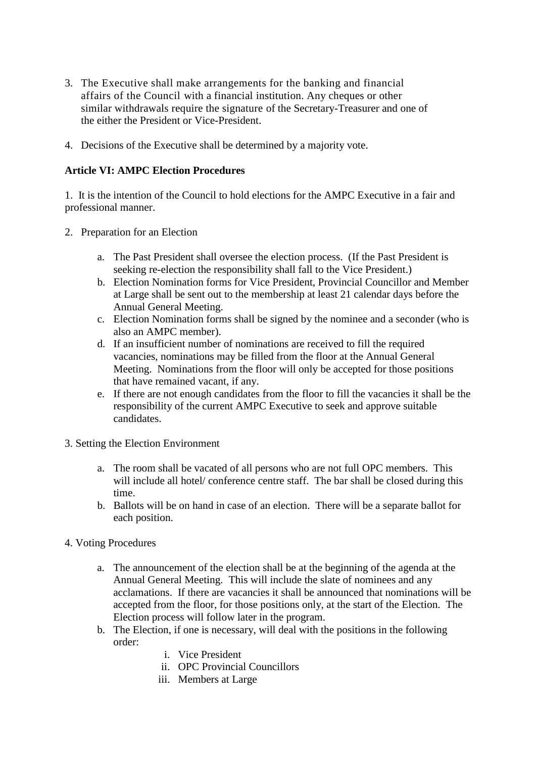3. The Executive shall make arrangements for the banking and financial affairs of the Council with a financial institution. Any cheques or other similar withdrawals require the signature of the Secretary-Treasurer and one of the either the President or Vice-President.

4. Decisions of the Executive shall be determined by a majority vote.

**Article VI: AMPC Election Procedures**

1. It is the intention of the Council to hold elections for the AMPC Executive in a fair and professional manner.

2. Preparation for an Election

   a. The Past President shall oversee the election process. (If the Past President is seeking re-election the responsibility shall fall to the Vice President.)
   b. Election Nomination forms for Vice President, Provincial Councillor and Member at Large shall be sent out to the membership at least 21 calendar days before the Annual General Meeting.
   c. Election Nomination forms shall be signed by the nominee and a seconder (who is also an AMPC member).
   d. If an insufficient number of nominations are received to fill the required vacancies, nominations may be filled from the floor at the Annual General Meeting. Nominations from the floor will only be accepted for those positions that have remained vacant, if any.
   e. If there are not enough candidates from the floor to fill the vacancies it shall be the responsibility of the current AMPC Executive to seek and approve suitable candidates.

3. Setting the Election Environment

   a. The room shall be vacated of all persons who are not full OPC members. This will include all hotel/ conference centre staff. The bar shall be closed during this time.
   b. Ballots will be on hand in case of an election. There will be a separate ballot for each position.

4. Voting Procedures

   a. The announcement of the election shall be at the beginning of the agenda at the Annual General Meeting. This will include the slate of nominees and any acclamations. If there are vacancies it shall be announced that nominations will be accepted from the floor, for those positions only, at the start of the Election. The Election process will follow later in the program.
   b. The Election, if one is necessary, will deal with the positions in the following order:
      i. Vice President
      ii. OPC Provincial Councillors
      iii. Members at Large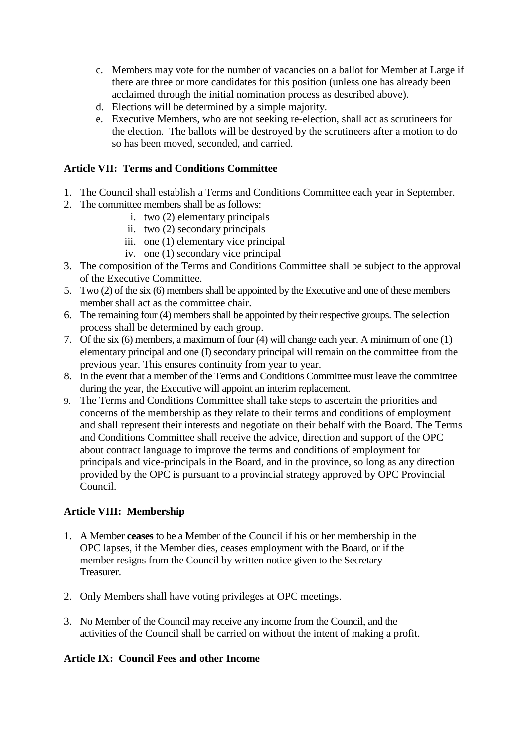c. Members may vote for the number of vacancies on a ballot for Member at Large if there are three or more candidates for this position (unless one has already been acclaimed through the initial nomination process as described above).
d. Elections will be determined by a simple majority.
e. Executive Members, who are not seeking re-election, shall act as scrutineers for the election. The ballots will be destroyed by the scrutineers after a motion to do so has been moved, seconded, and carried.

**Article VII: Terms and Conditions Committee**

1. The Council shall establish a Terms and Conditions Committee each year in September.
2. The committee members shall be as follows:
   i. two (2) elementary principals
   ii. two (2) secondary principals
   iii. one (1) elementary vice principal
   iv. one (1) secondary vice principal
3. The composition of the Terms and Conditions Committee shall be subject to the approval of the Executive Committee.
5. Two (2) of the six (6) members shall be appointed by the Executive and one of these members member shall act as the committee chair.
6. The remaining four (4) members shall be appointed by their respective groups. The selection process shall be determined by each group.
7. Of the six (6) members, a maximum of four (4) will change each year. A minimum of one (1) elementary principal and one (I) secondary principal will remain on the committee from the previous year. This ensures continuity from year to year.
8. In the event that a member of the Terms and Conditions Committee must leave the committee during the year, the Executive will appoint an interim replacement.
9. The Terms and Conditions Committee shall take steps to ascertain the priorities and concerns of the membership as they relate to their terms and conditions of employment and shall represent their interests and negotiate on their behalf with the Board. The Terms and Conditions Committee shall receive the advice, direction and support of the OPC about contract language to improve the terms and conditions of employment for principals and vice-principals in the Board, and in the province, so long as any direction provided by the OPC is pursuant to a provincial strategy approved by OPC Provincial Council.

**Article VIII: Membership**

1. A Member **ceases** to be a Member of the Council if his or her membership in the OPC lapses, if the Member dies, ceases employment with the Board, or if the member resigns from the Council by written notice given to the Secretary-Treasurer.

2. Only Members shall have voting privileges at OPC meetings.

3. No Member of the Council may receive any income from the Council, and the activities of the Council shall be carried on without the intent of making a profit.

**Article IX: Council Fees and other Income**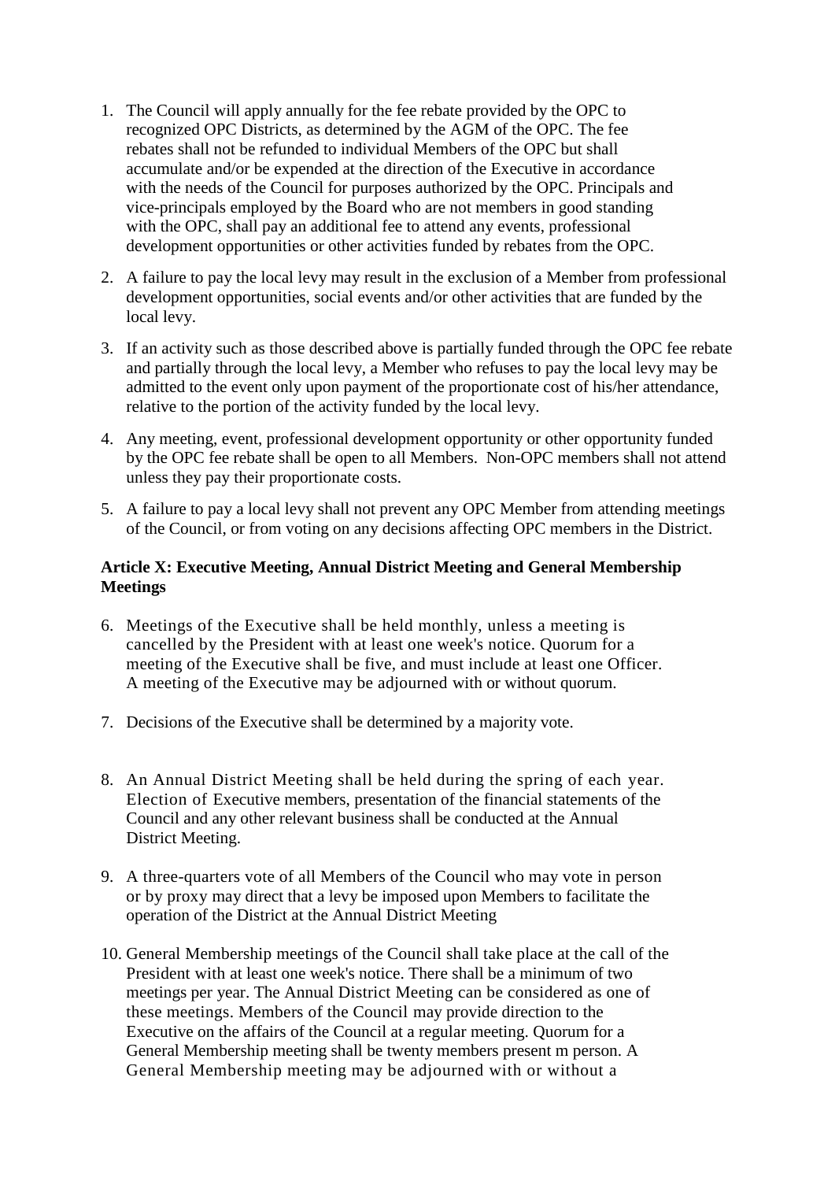1. The Council will apply annually for the fee rebate provided by the OPC to recognized OPC Districts, as determined by the AGM of the OPC. The fee rebates shall not be refunded to individual Members of the OPC but shall accumulate and/or be expended at the direction of the Executive in accordance with the needs of the Council for purposes authorized by the OPC. Principals and vice-principals employed by the Board who are not members in good standing with the OPC, shall pay an additional fee to attend any events, professional development opportunities or other activities funded by rebates from the OPC.

2. A failure to pay the local levy may result in the exclusion of a Member from professional development opportunities, social events and/or other activities that are funded by the local levy.

3. If an activity such as those described above is partially funded through the OPC fee rebate and partially through the local levy, a Member who refuses to pay the local levy may be admitted to the event only upon payment of the proportionate cost of his/her attendance, relative to the portion of the activity funded by the local levy.

4. Any meeting, event, professional development opportunity or other opportunity funded by the OPC fee rebate shall be open to all Members. Non-OPC members shall not attend unless they pay their proportionate costs.

5. A failure to pay a local levy shall not prevent any OPC Member from attending meetings of the Council, or from voting on any decisions affecting OPC members in the District.

**Article X: Executive Meeting, Annual District Meeting and General Membership Meetings**

6. Meetings of the Executive shall be held monthly, unless a meeting is cancelled by the President with at least one week's notice. Quorum for a meeting of the Executive shall be five, and must include at least one Officer. A meeting of the Executive may be adjourned with or without quorum.

7. Decisions of the Executive shall be determined by a majority vote.

8. An Annual District Meeting shall be held during the spring of each year. Election of Executive members, presentation of the financial statements of the Council and any other relevant business shall be conducted at the Annual District Meeting.

9. A three-quarters vote of all Members of the Council who may vote in person or by proxy may direct that a levy be imposed upon Members to facilitate the operation of the District at the Annual District Meeting

10. General Membership meetings of the Council shall take place at the call of the President with at least one week's notice. There shall be a minimum of two meetings per year. The Annual District Meeting can be considered as one of these meetings. Members of the Council may provide direction to the Executive on the affairs of the Council at a regular meeting. Quorum for a General Membership meeting shall be twenty members present m person. A General Membership meeting may be adjourned with or without a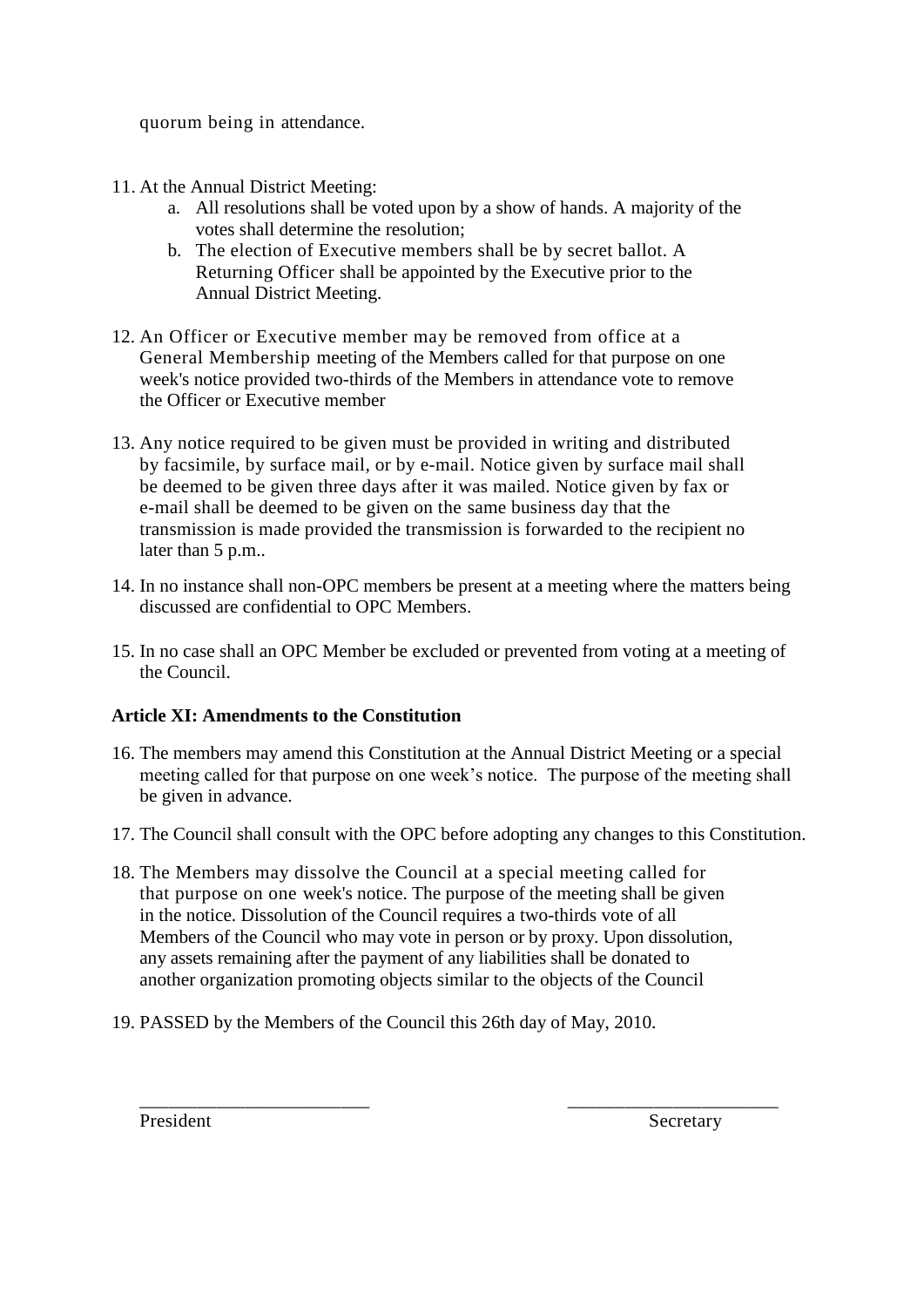quorum being in attendance.

11. At the Annual District Meeting:
    a. All resolutions shall be voted upon by a show of hands. A majority of the votes shall determine the resolution;
    b. The election of Executive members shall be by secret ballot. A Returning Officer shall be appointed by the Executive prior to the Annual District Meeting.

12. An Officer or Executive member may be removed from office at a General Membership meeting of the Members called for that purpose on one week's notice provided two-thirds of the Members in attendance vote to remove the Officer or Executive member

13. Any notice required to be given must be provided in writing and distributed by facsimile, by surface mail, or by e-mail. Notice given by surface mail shall be deemed to be given three days after it was mailed. Notice given by fax or e-mail shall be deemed to be given on the same business day that the transmission is made provided the transmission is forwarded to the recipient no later than 5 p.m..

14. In no instance shall non-OPC members be present at a meeting where the matters being discussed are confidential to OPC Members.

15. In no case shall an OPC Member be excluded or prevented from voting at a meeting of the Council.

**Article XI: Amendments to the Constitution**

16. The members may amend this Constitution at the Annual District Meeting or a special meeting called for that purpose on one week's notice. The purpose of the meeting shall be given in advance.

17. The Council shall consult with the OPC before adopting any changes to this Constitution.

18. The Members may dissolve the Council at a special meeting called for that purpose on one week's notice. The purpose of the meeting shall be given in the notice. Dissolution of the Council requires a two-thirds vote of all Members of the Council who may vote in person or by proxy. Upon dissolution, any assets remaining after the payment of any liabilities shall be donated to another organization promoting objects similar to the objects of the Council

19. PASSED by the Members of the Council this 26th day of May, 2010.

\_\_\_\_\_\_\_\_\_\_\_\_\_\_\_\_\_\_\_\_\_\_\_\_ \_\_\_\_\_\_\_\_\_\_\_\_\_\_\_\_\_\_\_\_\_\_

President Secretary